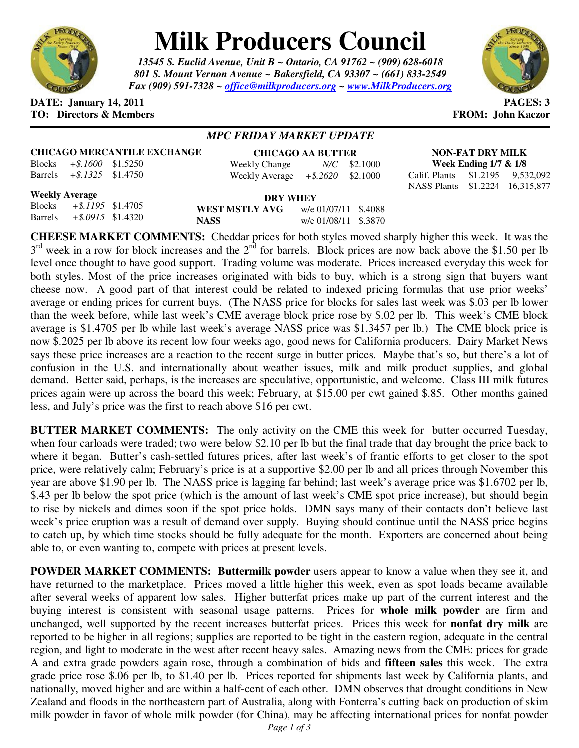# Milk Producers Council

*13545 S. Euclid Avenue, Unit B ~ Ontario, CA 91762 ~ (909) 628-6018*
*801 S. Mount Vernon Avenue ~ Bakersfield, CA 93307 ~ (661) 833-2549*
*Fax (909) 591-7328 ~ office@milkproducers.org ~ www.MilkProducers.org*

**DATE: January 14, 2011** **PAGES: 3**
**TO: Directors & Members** **FROM: John Kaczor**

## *MPC FRIDAY MARKET UPDATE*

**CHICAGO MERCANTILE EXCHANGE**

| | | |
|---|---|---|
| Blocks | *+$.1600* | $1.5250 |
| Barrels | *+$.1325* | $1.4750 |

**Weekly Average**

| | | |
|---|---|---|
| Blocks | *+$.1195* | $1.4705 |
| Barrels | *+$.0915* | $1.4320 |

**CHICAGO AA BUTTER**

| | | |
|---|---|---|
| Weekly Change | *N/C* | $2.1000 |
| Weekly Average | *+$.2620* | $2.1000 |

**DRY WHEY**

| | | |
|---|---|---|
| **WEST MSTLY AVG** | w/e 01/07/11 | $.4088 |
| **NASS** | w/e 01/08/11 | $.3870 |

**NON-FAT DRY MILK**
**Week Ending 1/7 & 1/8**

| | | |
|---|---|---|
| Calif. Plants | $1.2195 | 9,532,092 |
| NASS Plants | $1.2224 | 16,315,877 |

**CHEESE MARKET COMMENTS:** Cheddar prices for both styles moved sharply higher this week. It was the 3rd week in a row for block increases and the 2nd for barrels. Block prices are now back above the $1.50 per lb level once thought to have good support. Trading volume was moderate. Prices increased everyday this week for both styles. Most of the price increases originated with bids to buy, which is a strong sign that buyers want cheese now. A good part of that interest could be related to indexed pricing formulas that use prior weeks' average or ending prices for current buys. (The NASS price for blocks for sales last week was $.03 per lb lower than the week before, while last week's CME average block price rose by $.02 per lb. This week's CME block average is $1.4705 per lb while last week's average NASS price was $1.3457 per lb.) The CME block price is now $.2025 per lb above its recent low four weeks ago, good news for California producers. Dairy Market News says these price increases are a reaction to the recent surge in butter prices. Maybe that's so, but there's a lot of confusion in the U.S. and internationally about weather issues, milk and milk product supplies, and global demand. Better said, perhaps, is the increases are speculative, opportunistic, and welcome. Class III milk futures prices again were up across the board this week; February, at $15.00 per cwt gained $.85. Other months gained less, and July's price was the first to reach above $16 per cwt.

**BUTTER MARKET COMMENTS:** The only activity on the CME this week for butter occurred Tuesday, when four carloads were traded; two were below $2.10 per lb but the final trade that day brought the price back to where it began. Butter's cash-settled futures prices, after last week's of frantic efforts to get closer to the spot price, were relatively calm; February's price is at a supportive $2.00 per lb and all prices through November this year are above $1.90 per lb. The NASS price is lagging far behind; last week's average price was $1.6702 per lb, $.43 per lb below the spot price (which is the amount of last week's CME spot price increase), but should begin to rise by nickels and dimes soon if the spot price holds. DMN says many of their contacts don't believe last week's price eruption was a result of demand over supply. Buying should continue until the NASS price begins to catch up, by which time stocks should be fully adequate for the month. Exporters are concerned about being able to, or even wanting to, compete with prices at present levels.

**POWDER MARKET COMMENTS:** **Buttermilk powder** users appear to know a value when they see it, and have returned to the marketplace. Prices moved a little higher this week, even as spot loads became available after several weeks of apparent low sales. Higher butterfat prices make up part of the current interest and the buying interest is consistent with seasonal usage patterns. Prices for **whole milk powder** are firm and unchanged, well supported by the recent increases butterfat prices. Prices this week for **nonfat dry milk** are reported to be higher in all regions; supplies are reported to be tight in the eastern region, adequate in the central region, and light to moderate in the west after recent heavy sales. Amazing news from the CME: prices for grade A and extra grade powders again rose, through a combination of bids and **fifteen sales** this week. The extra grade price rose $.06 per lb, to $1.40 per lb. Prices reported for shipments last week by California plants, and nationally, moved higher and are within a half-cent of each other. DMN observes that drought conditions in New Zealand and floods in the northeastern part of Australia, along with Fonterra's cutting back on production of skim milk powder in favor of whole milk powder (for China), may be affecting international prices for nonfat powder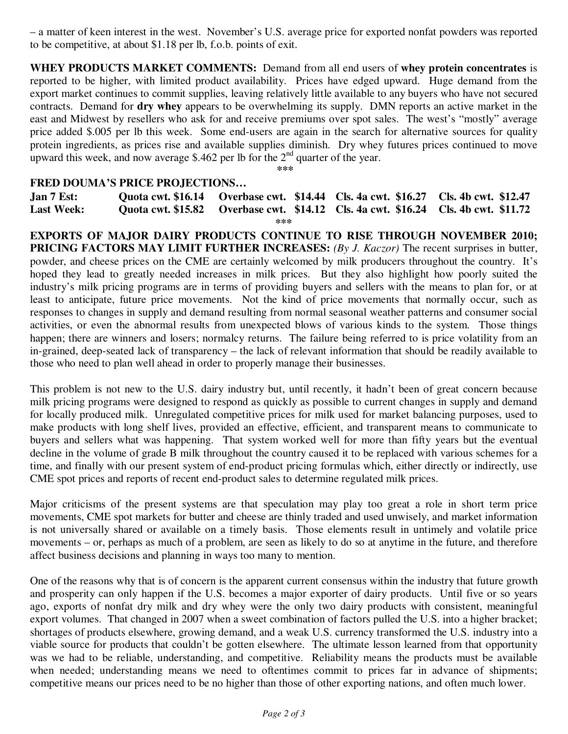– a matter of keen interest in the west. November's U.S. average price for exported nonfat powders was reported to be competitive, at about $1.18 per lb, f.o.b. points of exit.

**WHEY PRODUCTS MARKET COMMENTS:** Demand from all end users of **whey protein concentrates** is reported to be higher, with limited product availability. Prices have edged upward. Huge demand from the export market continues to commit supplies, leaving relatively little available to any buyers who have not secured contracts. Demand for **dry whey** appears to be overwhelming its supply. DMN reports an active market in the east and Midwest by resellers who ask for and receive premiums over spot sales. The west's "mostly" average price added $.005 per lb this week. Some end-users are again in the search for alternative sources for quality protein ingredients, as prices rise and available supplies diminish. Dry whey futures prices continued to move upward this week, and now average $.462 per lb for the 2nd quarter of the year.

***

**FRED DOUMA'S PRICE PROJECTIONS…**

| | | | | |
|---|---|---|---|---|
| **Jan 7 Est:** | **Quota cwt. $16.14** | **Overbase cwt. $14.44** | **Cls. 4a cwt. $16.27** | **Cls. 4b cwt. $12.47** |
| **Last Week:** | **Quota cwt. $15.82** | **Overbase cwt. $14.12** | **Cls. 4a cwt. $16.24** | **Cls. 4b cwt. $11.72** |

***

**EXPORTS OF MAJOR DAIRY PRODUCTS CONTINUE TO RISE THROUGH NOVEMBER 2010; PRICING FACTORS MAY LIMIT FURTHER INCREASES:** *(By J. Kaczor)* The recent surprises in butter, powder, and cheese prices on the CME are certainly welcomed by milk producers throughout the country. It's hoped they lead to greatly needed increases in milk prices. But they also highlight how poorly suited the industry's milk pricing programs are in terms of providing buyers and sellers with the means to plan for, or at least to anticipate, future price movements. Not the kind of price movements that normally occur, such as responses to changes in supply and demand resulting from normal seasonal weather patterns and consumer social activities, or even the abnormal results from unexpected blows of various kinds to the system. Those things happen; there are winners and losers; normalcy returns. The failure being referred to is price volatility from an in-grained, deep-seated lack of transparency – the lack of relevant information that should be readily available to those who need to plan well ahead in order to properly manage their businesses.

This problem is not new to the U.S. dairy industry but, until recently, it hadn't been of great concern because milk pricing programs were designed to respond as quickly as possible to current changes in supply and demand for locally produced milk. Unregulated competitive prices for milk used for market balancing purposes, used to make products with long shelf lives, provided an effective, efficient, and transparent means to communicate to buyers and sellers what was happening. That system worked well for more than fifty years but the eventual decline in the volume of grade B milk throughout the country caused it to be replaced with various schemes for a time, and finally with our present system of end-product pricing formulas which, either directly or indirectly, use CME spot prices and reports of recent end-product sales to determine regulated milk prices.

Major criticisms of the present systems are that speculation may play too great a role in short term price movements, CME spot markets for butter and cheese are thinly traded and used unwisely, and market information is not universally shared or available on a timely basis. Those elements result in untimely and volatile price movements – or, perhaps as much of a problem, are seen as likely to do so at anytime in the future, and therefore affect business decisions and planning in ways too many to mention.

One of the reasons why that is of concern is the apparent current consensus within the industry that future growth and prosperity can only happen if the U.S. becomes a major exporter of dairy products. Until five or so years ago, exports of nonfat dry milk and dry whey were the only two dairy products with consistent, meaningful export volumes. That changed in 2007 when a sweet combination of factors pulled the U.S. into a higher bracket; shortages of products elsewhere, growing demand, and a weak U.S. currency transformed the U.S. industry into a viable source for products that couldn't be gotten elsewhere. The ultimate lesson learned from that opportunity was we had to be reliable, understanding, and competitive. Reliability means the products must be available when needed; understanding means we need to oftentimes commit to prices far in advance of shipments; competitive means our prices need to be no higher than those of other exporting nations, and often much lower.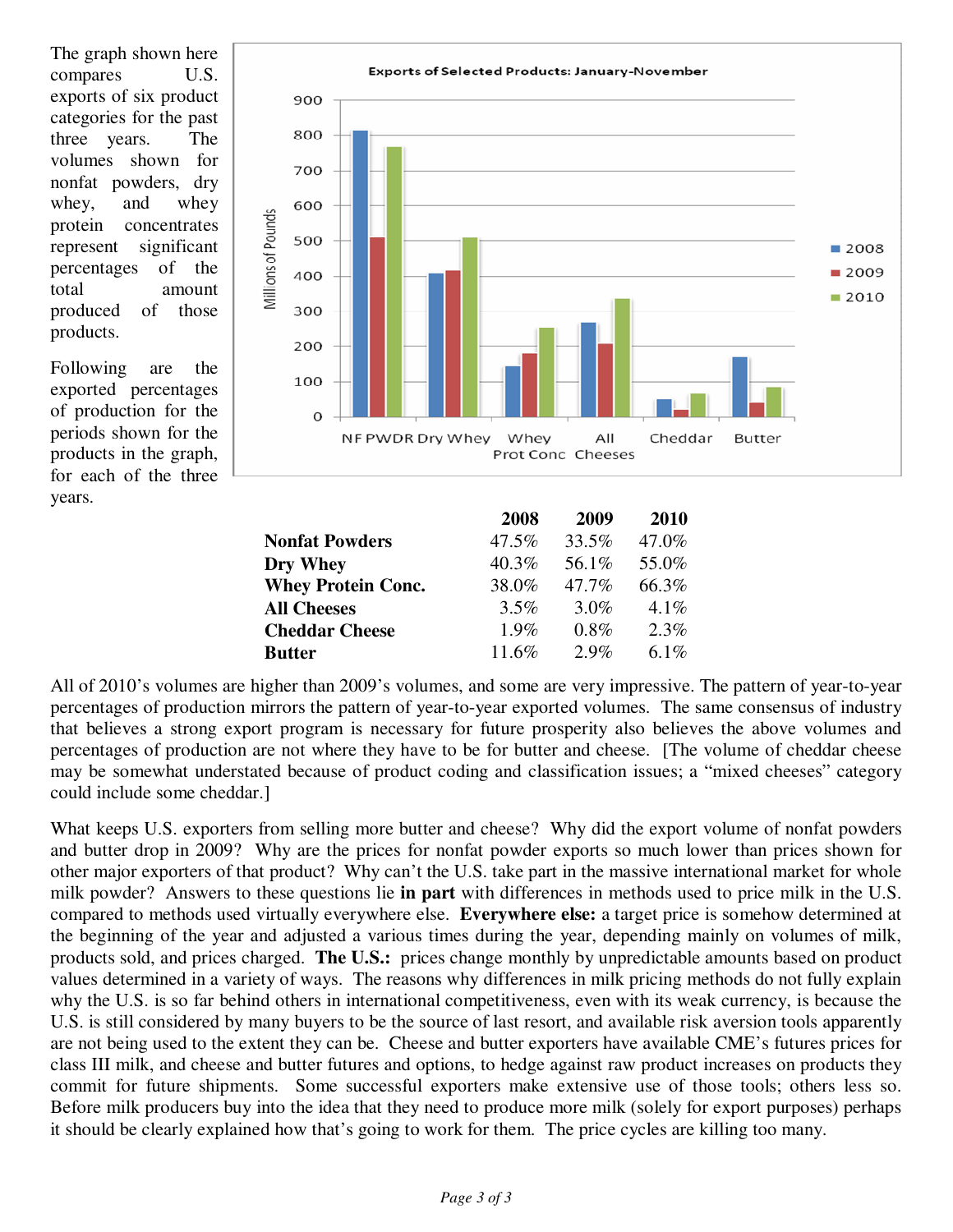The graph shown here compares U.S. exports of six product categories for the past three years. The volumes shown for nonfat powders, dry whey, and whey protein concentrates represent significant percentages of the total amount produced of those products.

Following are the exported percentages of production for the periods shown for the products in the graph, for each of the three years.

Exports of Selected Products: January-November

Millions of Pounds

900
800
700
600
500
400
300
200
100
0

NF PWDR
Dry Whey
Whey Prot Conc
All Cheeses
Cheddar
Butter

2008
2009
2010

| | 2008 | 2009 | 2010 |
|---|---|---|---|
| **Nonfat Powders** | 47.5% | 33.5% | 47.0% |
| **Dry Whey** | 40.3% | 56.1% | 55.0% |
| **Whey Protein Conc.** | 38.0% | 47.7% | 66.3% |
| **All Cheeses** | 3.5% | 3.0% | 4.1% |
| **Cheddar Cheese** | 1.9% | 0.8% | 2.3% |
| **Butter** | 11.6% | 2.9% | 6.1% |

All of 2010's volumes are higher than 2009's volumes, and some are very impressive. The pattern of year-to-year percentages of production mirrors the pattern of year-to-year exported volumes. The same consensus of industry that believes a strong export program is necessary for future prosperity also believes the above volumes and percentages of production are not where they have to be for butter and cheese. [The volume of cheddar cheese may be somewhat understated because of product coding and classification issues; a "mixed cheeses" category could include some cheddar.]

What keeps U.S. exporters from selling more butter and cheese? Why did the export volume of nonfat powders and butter drop in 2009? Why are the prices for nonfat powder exports so much lower than prices shown for other major exporters of that product? Why can't the U.S. take part in the massive international market for whole milk powder? Answers to these questions lie **in part** with differences in methods used to price milk in the U.S. compared to methods used virtually everywhere else. **Everywhere else:** a target price is somehow determined at the beginning of the year and adjusted a various times during the year, depending mainly on volumes of milk, products sold, and prices charged. **The U.S.:** prices change monthly by unpredictable amounts based on product values determined in a variety of ways. The reasons why differences in milk pricing methods do not fully explain why the U.S. is so far behind others in international competitiveness, even with its weak currency, is because the U.S. is still considered by many buyers to be the source of last resort, and available risk aversion tools apparently are not being used to the extent they can be. Cheese and butter exporters have available CME's futures prices for class III milk, and cheese and butter futures and options, to hedge against raw product increases on products they commit for future shipments. Some successful exporters make extensive use of those tools; others less so. Before milk producers buy into the idea that they need to produce more milk (solely for export purposes) perhaps it should be clearly explained how that's going to work for them. The price cycles are killing too many.